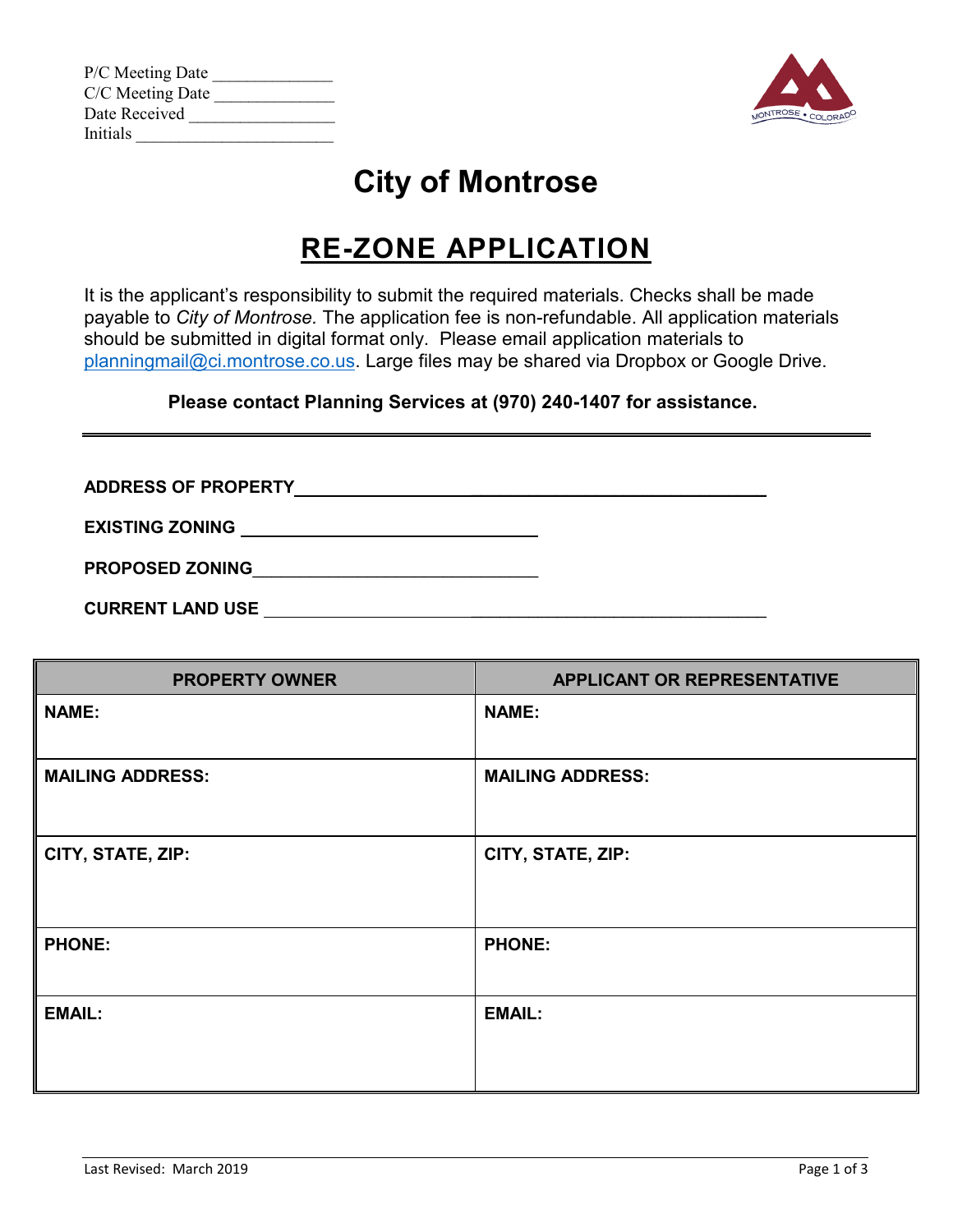P/C Meeting Date ______________
C/C Meeting Date ______________
Date Received ________________
Initials ______________________

# City of Montrose

## RE-ZONE APPLICATION

It is the applicant's responsibility to submit the required materials. Checks shall be made payable to *City of Montrose.* The application fee is non-refundable. All application materials should be submitted in digital format only. Please email application materials to planningmail@ci.montrose.co.us. Large files may be shared via Dropbox or Google Drive.

**Please contact Planning Services at (970) 240-1407 for assistance.**

---

**ADDRESS OF PROPERTY** ______________________________________________

**EXISTING ZONING** ______________________________

**PROPOSED ZONING** ______________________________

**CURRENT LAND USE** ______________________________________________

| PROPERTY OWNER | APPLICANT OR REPRESENTATIVE |
|---|---|
| **NAME:** | **NAME:** |
| **MAILING ADDRESS:** | **MAILING ADDRESS:** |
| **CITY, STATE, ZIP:** | **CITY, STATE, ZIP:** |
| **PHONE:** | **PHONE:** |
| **EMAIL:** | **EMAIL:** |

Last Revised: March 2019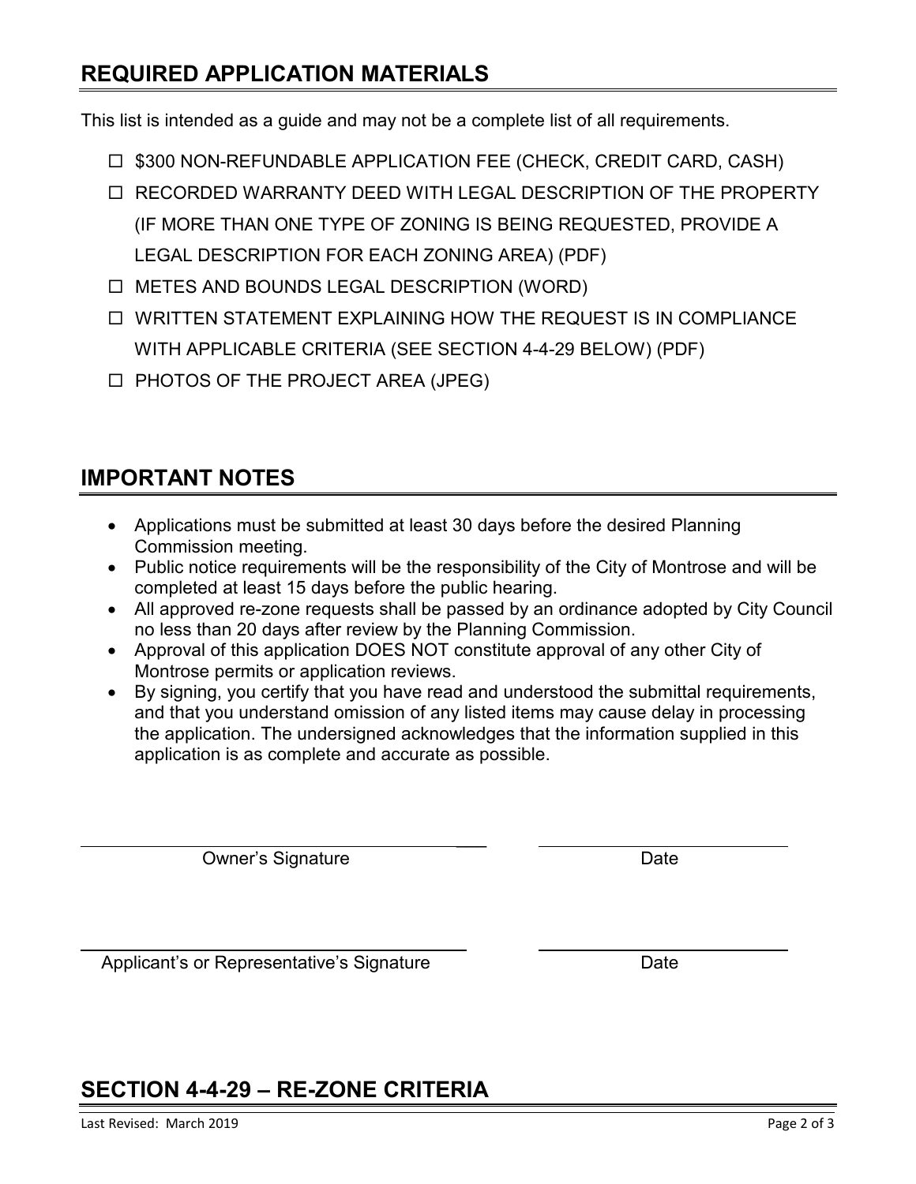## REQUIRED APPLICATION MATERIALS

This list is intended as a guide and may not be a complete list of all requirements.

- ☐ $300 NON-REFUNDABLE APPLICATION FEE (CHECK, CREDIT CARD, CASH)
- ☐ RECORDED WARRANTY DEED WITH LEGAL DESCRIPTION OF THE PROPERTY (IF MORE THAN ONE TYPE OF ZONING IS BEING REQUESTED, PROVIDE A LEGAL DESCRIPTION FOR EACH ZONING AREA) (PDF)
- ☐ METES AND BOUNDS LEGAL DESCRIPTION (WORD)
- ☐ WRITTEN STATEMENT EXPLAINING HOW THE REQUEST IS IN COMPLIANCE WITH APPLICABLE CRITERIA (SEE SECTION 4-4-29 BELOW) (PDF)
- ☐ PHOTOS OF THE PROJECT AREA (JPEG)

## IMPORTANT NOTES

- Applications must be submitted at least 30 days before the desired Planning Commission meeting.
- Public notice requirements will be the responsibility of the City of Montrose and will be completed at least 15 days before the public hearing.
- All approved re-zone requests shall be passed by an ordinance adopted by City Council no less than 20 days after review by the Planning Commission.
- Approval of this application DOES NOT constitute approval of any other City of Montrose permits or application reviews.
- By signing, you certify that you have read and understood the submittal requirements, and that you understand omission of any listed items may cause delay in processing the application. The undersigned acknowledges that the information supplied in this application is as complete and accurate as possible.

Owner's Signature ______________________ Date ______________

Applicant's or Representative's Signature ______________________ Date ______________

## SECTION 4-4-29 – RE-ZONE CRITERIA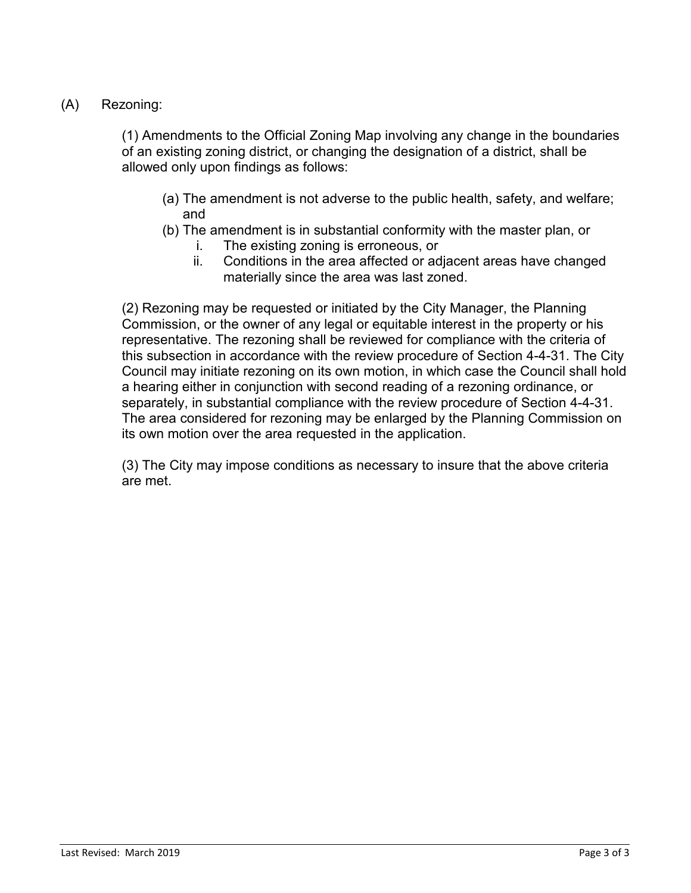(A) Rezoning:

(1) Amendments to the Official Zoning Map involving any change in the boundaries of an existing zoning district, or changing the designation of a district, shall be allowed only upon findings as follows:

- (a) The amendment is not adverse to the public health, safety, and welfare; and
- (b) The amendment is in substantial conformity with the master plan, or
  - i. The existing zoning is erroneous, or
  - ii. Conditions in the area affected or adjacent areas have changed materially since the area was last zoned.

(2) Rezoning may be requested or initiated by the City Manager, the Planning Commission, or the owner of any legal or equitable interest in the property or his representative. The rezoning shall be reviewed for compliance with the criteria of this subsection in accordance with the review procedure of Section 4-4-31. The City Council may initiate rezoning on its own motion, in which case the Council shall hold a hearing either in conjunction with second reading of a rezoning ordinance, or separately, in substantial compliance with the review procedure of Section 4-4-31. The area considered for rezoning may be enlarged by the Planning Commission on its own motion over the area requested in the application.

(3) The City may impose conditions as necessary to insure that the above criteria are met.